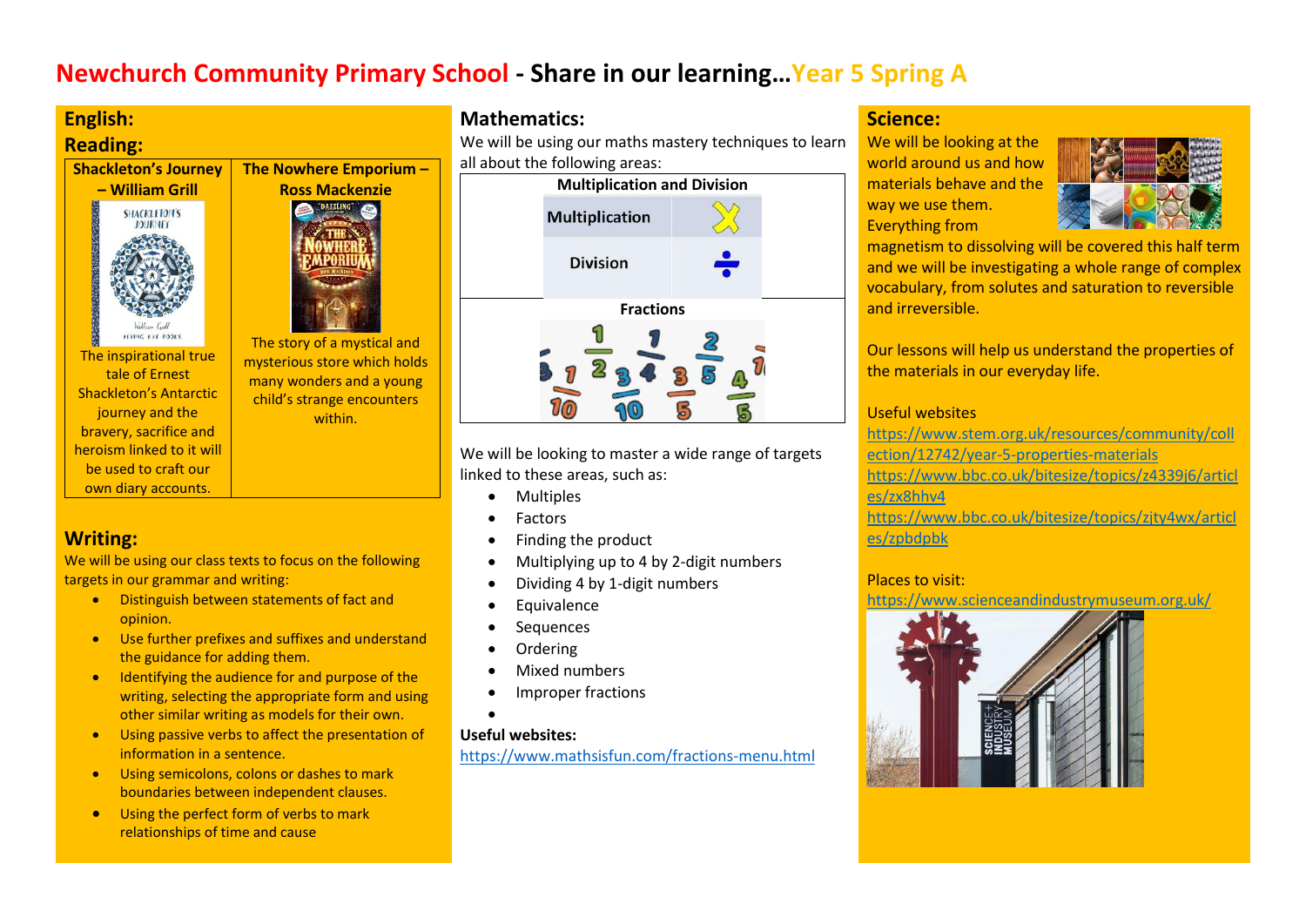# Newchurch Community Primary School - Share in our learning…Year 5 Spring A

## English:

### Reading:

| Shackleton's Journey – William Grill | The Nowhere Emporium – Ross Mackenzie |
|---|---|
| The inspirational true tale of Ernest Shackleton's Antarctic journey and the bravery, sacrifice and heroism linked to it will be used to craft our own diary accounts. | The story of a mystical and mysterious store which holds many wonders and a young child's strange encounters within. |

### Writing:

We will be using our class texts to focus on the following targets in our grammar and writing:

- Distinguish between statements of fact and opinion.
- Use further prefixes and suffixes and understand the guidance for adding them.
- Identifying the audience for and purpose of the writing, selecting the appropriate form and using other similar writing as models for their own.
- Using passive verbs to affect the presentation of information in a sentence.
- Using semicolons, colons or dashes to mark boundaries between independent clauses.
- Using the perfect form of verbs to mark relationships of time and cause

## Mathematics:

We will be using our maths mastery techniques to learn all about the following areas:

**Multiplication and Division**

- Multiplication
- Division

**Fractions**

We will be looking to master a wide range of targets linked to these areas, such as:

- Multiples
- Factors
- Finding the product
- Multiplying up to 4 by 2-digit numbers
- Dividing 4 by 1-digit numbers
- Equivalence
- Sequences
- Ordering
- Mixed numbers
- Improper fractions

**Useful websites:**

https://www.mathsisfun.com/fractions-menu.html

## Science:

We will be looking at the world around us and how materials behave and the way we use them. Everything from magnetism to dissolving will be covered this half term and we will be investigating a whole range of complex vocabulary, from solutes and saturation to reversible and irreversible.

Our lessons will help us understand the properties of the materials in our everyday life.

Useful websites

https://www.stem.org.uk/resources/community/collection/12742/year-5-properties-materials

https://www.bbc.co.uk/bitesize/topics/z4339j6/articles/zx8hhv4

https://www.bbc.co.uk/bitesize/topics/zjty4wx/articles/zpbdpbk

Places to visit:

https://www.scienceandindustrymuseum.org.uk/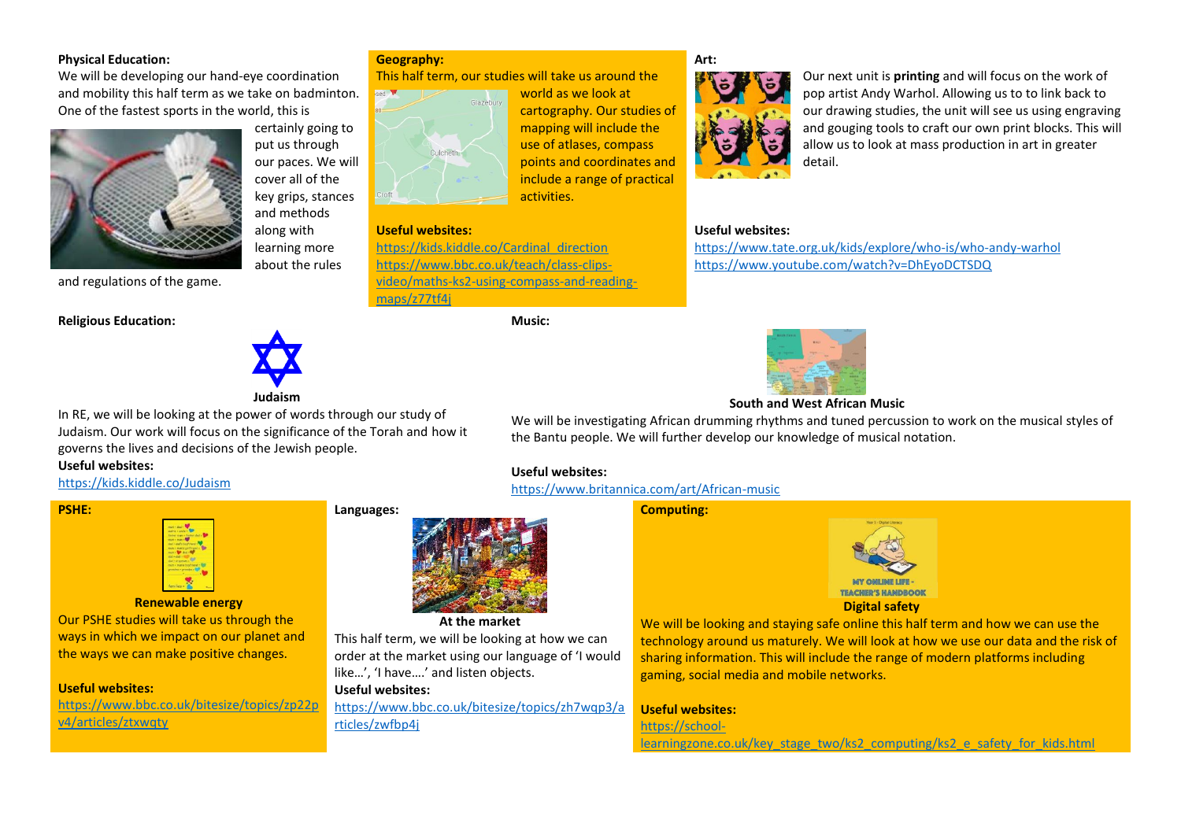**Physical Education:**

We will be developing our hand-eye coordination and mobility this half term as we take on badminton. One of the fastest sports in the world, this is certainly going to put us through our paces. We will cover all of the key grips, stances and methods along with learning more about the rules and regulations of the game.

**Geography:**

This half term, our studies will take us around the world as we look at cartography. Our studies of mapping will include the use of atlases, compass points and coordinates and include a range of practical activities.

**Useful websites:**

https://kids.kiddle.co/Cardinal_direction
https://www.bbc.co.uk/teach/class-clips-video/maths-ks2-using-compass-and-reading-maps/z77tf4j

**Art:**

Our next unit is **printing** and will focus on the work of pop artist Andy Warhol. Allowing us to to link back to our drawing studies, the unit will see us using engraving and gouging tools to craft our own print blocks. This will allow us to look at mass production in art in greater detail.

**Useful websites:**

https://www.tate.org.uk/kids/explore/who-is/who-andy-warhol
https://www.youtube.com/watch?v=DhEyoDCTSDQ

**Religious Education:**

**Judaism**

In RE, we will be looking at the power of words through our study of Judaism. Our work will focus on the significance of the Torah and how it governs the lives and decisions of the Jewish people.

**Useful websites:**

https://kids.kiddle.co/Judaism

**Music:**

**South and West African Music**

We will be investigating African drumming rhythms and tuned percussion to work on the musical styles of the Bantu people. We will further develop our knowledge of musical notation.

**Useful websites:**

https://www.britannica.com/art/African-music

**PSHE:**

**Renewable energy**

Our PSHE studies will take us through the ways in which we impact on our planet and the ways we can make positive changes.

**Useful websites:**

https://www.bbc.co.uk/bitesize/topics/zp22pv4/articles/ztxwqty

**Languages:**

**At the market**

This half term, we will be looking at how we can order at the market using our language of 'I would like…', 'I have….' and listen objects.

**Useful websites:**

https://www.bbc.co.uk/bitesize/topics/zh7wqp3/articles/zwfbp4j

**Computing:**

**Digital safety**

We will be looking and staying safe online this half term and how we can use the technology around us maturely. We will look at how we use our data and the risk of sharing information. This will include the range of modern platforms including gaming, social media and mobile networks.

**Useful websites:**

https://school-learningzone.co.uk/key_stage_two/ks2_computing/ks2_e_safety_for_kids.html